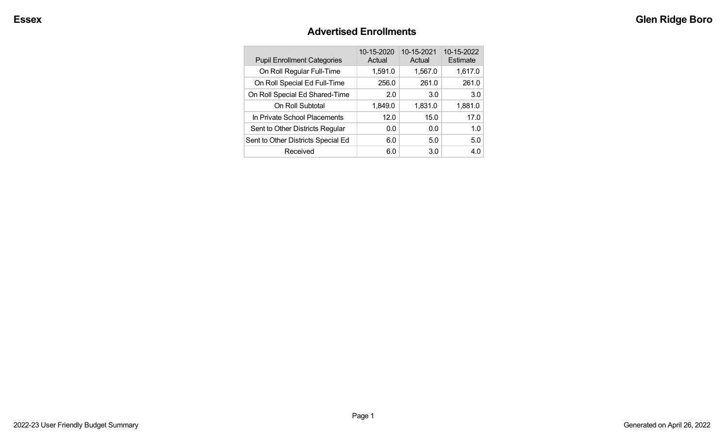## Advertised Enrollments

| Pupil Enrollment Categories | 10-15-2020 Actual | 10-15-2021 Actual | 10-15-2022 Estimate |
|---|---|---|---|
| On Roll Regular Full-Time | 1,591.0 | 1,567.0 | 1,617.0 |
| On Roll Special Ed Full-Time | 256.0 | 261.0 | 261.0 |
| On Roll Special Ed Shared-Time | 2.0 | 3.0 | 3.0 |
| On Roll Subtotal | 1,849.0 | 1,831.0 | 1,881.0 |
| In Private School Placements | 12.0 | 15.0 | 17.0 |
| Sent to Other Districts Regular | 0.0 | 0.0 | 1.0 |
| Sent to Other Districts Special Ed | 6.0 | 5.0 | 5.0 |
| Received | 6.0 | 3.0 | 4.0 |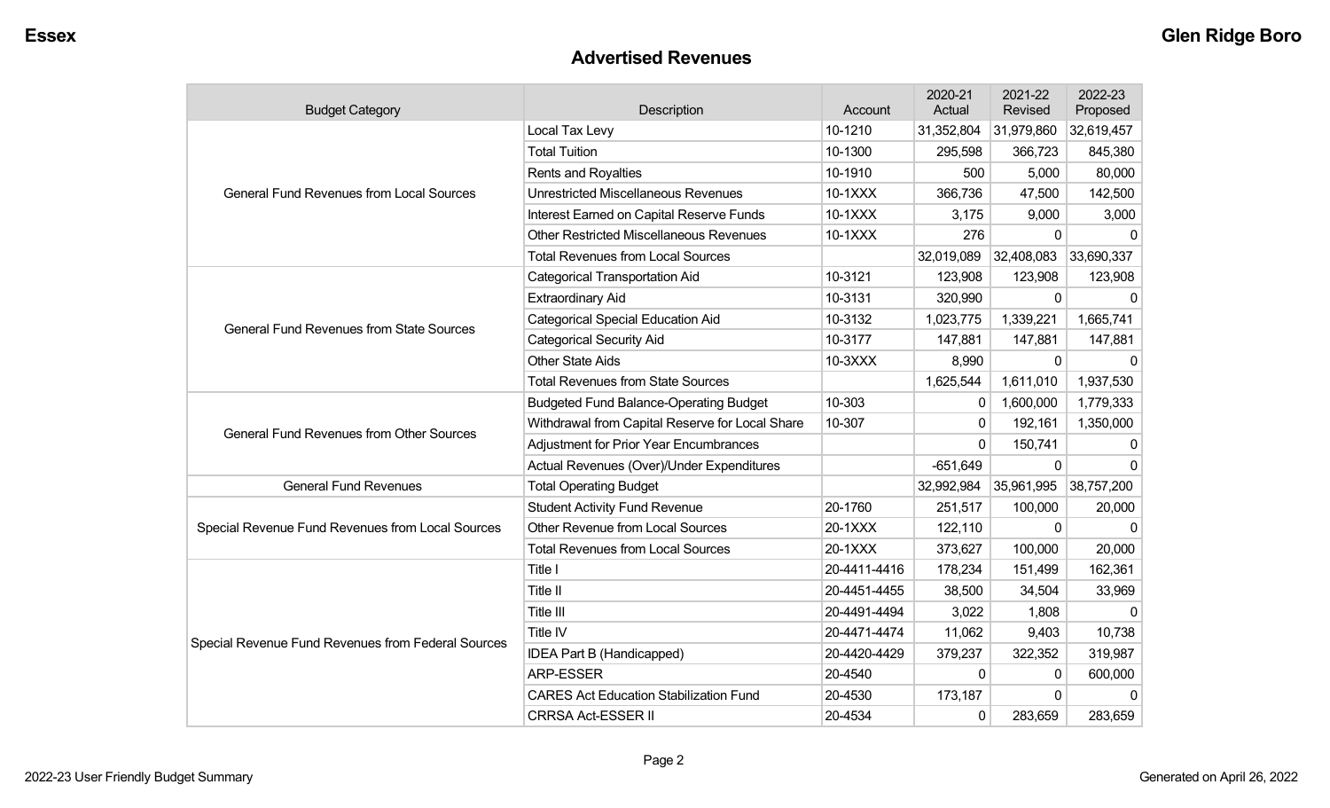## Advertised Revenues

| Budget Category | Description | Account | 2020-21 Actual | 2021-22 Revised | 2022-23 Proposed |
|---|---|---|---|---|---|
| General Fund Revenues from Local Sources | Local Tax Levy | 10-1210 | 31,352,804 | 31,979,860 | 32,619,457 |
| | Total Tuition | 10-1300 | 295,598 | 366,723 | 845,380 |
| | Rents and Royalties | 10-1910 | 500 | 5,000 | 80,000 |
| | Unrestricted Miscellaneous Revenues | 10-1XXX | 366,736 | 47,500 | 142,500 |
| | Interest Earned on Capital Reserve Funds | 10-1XXX | 3,175 | 9,000 | 3,000 |
| | Other Restricted Miscellaneous Revenues | 10-1XXX | 276 | 0 | 0 |
| | Total Revenues from Local Sources | | 32,019,089 | 32,408,083 | 33,690,337 |
| General Fund Revenues from State Sources | Categorical Transportation Aid | 10-3121 | 123,908 | 123,908 | 123,908 |
| | Extraordinary Aid | 10-3131 | 320,990 | 0 | 0 |
| | Categorical Special Education Aid | 10-3132 | 1,023,775 | 1,339,221 | 1,665,741 |
| | Categorical Security Aid | 10-3177 | 147,881 | 147,881 | 147,881 |
| | Other State Aids | 10-3XXX | 8,990 | 0 | 0 |
| | Total Revenues from State Sources | | 1,625,544 | 1,611,010 | 1,937,530 |
| General Fund Revenues from Other Sources | Budgeted Fund Balance-Operating Budget | 10-303 | 0 | 1,600,000 | 1,779,333 |
| | Withdrawal from Capital Reserve for Local Share | 10-307 | 0 | 192,161 | 1,350,000 |
| | Adjustment for Prior Year Encumbrances | | 0 | 150,741 | 0 |
| | Actual Revenues (Over)/Under Expenditures | | -651,649 | 0 | 0 |
| General Fund Revenues | Total Operating Budget | | 32,992,984 | 35,961,995 | 38,757,200 |
| Special Revenue Fund Revenues from Local Sources | Student Activity Fund Revenue | 20-1760 | 251,517 | 100,000 | 20,000 |
| | Other Revenue from Local Sources | 20-1XXX | 122,110 | 0 | 0 |
| | Total Revenues from Local Sources | 20-1XXX | 373,627 | 100,000 | 20,000 |
| Special Revenue Fund Revenues from Federal Sources | Title I | 20-4411-4416 | 178,234 | 151,499 | 162,361 |
| | Title II | 20-4451-4455 | 38,500 | 34,504 | 33,969 |
| | Title III | 20-4491-4494 | 3,022 | 1,808 | 0 |
| | Title IV | 20-4471-4474 | 11,062 | 9,403 | 10,738 |
| | IDEA Part B (Handicapped) | 20-4420-4429 | 379,237 | 322,352 | 319,987 |
| | ARP-ESSER | 20-4540 | 0 | 0 | 600,000 |
| | CARES Act Education Stabilization Fund | 20-4530 | 173,187 | 0 | 0 |
| | CRRSA Act-ESSER II | 20-4534 | 0 | 283,659 | 283,659 |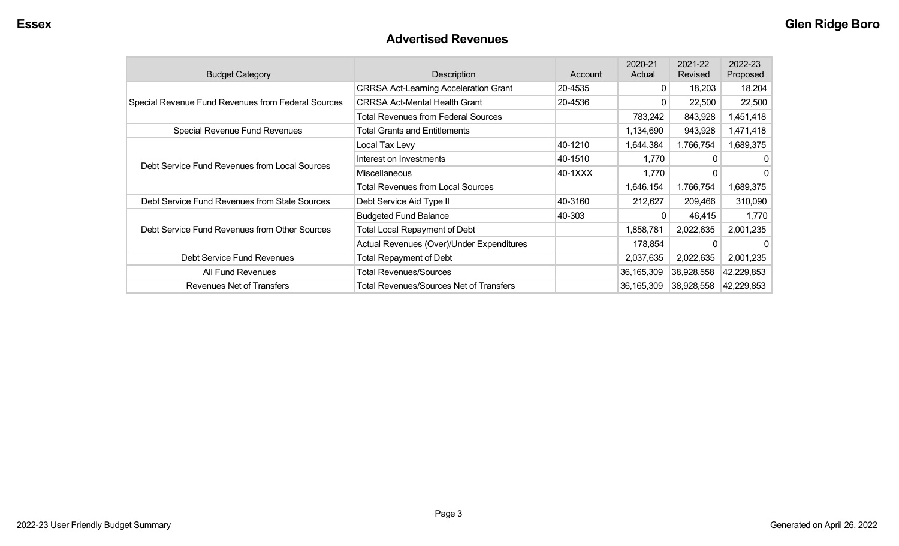## Advertised Revenues

| Budget Category | Description | Account | 2020-21 Actual | 2021-22 Revised | 2022-23 Proposed |
|---|---|---|---|---|---|
| Special Revenue Fund Revenues from Federal Sources | CRRSA Act-Learning Acceleration Grant | 20-4535 | 0 | 18,203 | 18,204 |
| | CRRSA Act-Mental Health Grant | 20-4536 | 0 | 22,500 | 22,500 |
| | Total Revenues from Federal Sources | | 783,242 | 843,928 | 1,451,418 |
| Special Revenue Fund Revenues | Total Grants and Entitlements | | 1,134,690 | 943,928 | 1,471,418 |
| Debt Service Fund Revenues from Local Sources | Local Tax Levy | 40-1210 | 1,644,384 | 1,766,754 | 1,689,375 |
| | Interest on Investments | 40-1510 | 1,770 | 0 | 0 |
| | Miscellaneous | 40-1XXX | 1,770 | 0 | 0 |
| | Total Revenues from Local Sources | | 1,646,154 | 1,766,754 | 1,689,375 |
| Debt Service Fund Revenues from State Sources | Debt Service Aid Type II | 40-3160 | 212,627 | 209,466 | 310,090 |
| Debt Service Fund Revenues from Other Sources | Budgeted Fund Balance | 40-303 | 0 | 46,415 | 1,770 |
| | Total Local Repayment of Debt | | 1,858,781 | 2,022,635 | 2,001,235 |
| | Actual Revenues (Over)/Under Expenditures | | 178,854 | 0 | 0 |
| Debt Service Fund Revenues | Total Repayment of Debt | | 2,037,635 | 2,022,635 | 2,001,235 |
| All Fund Revenues | Total Revenues/Sources | | 36,165,309 | 38,928,558 | 42,229,853 |
| Revenues Net of Transfers | Total Revenues/Sources Net of Transfers | | 36,165,309 | 38,928,558 | 42,229,853 |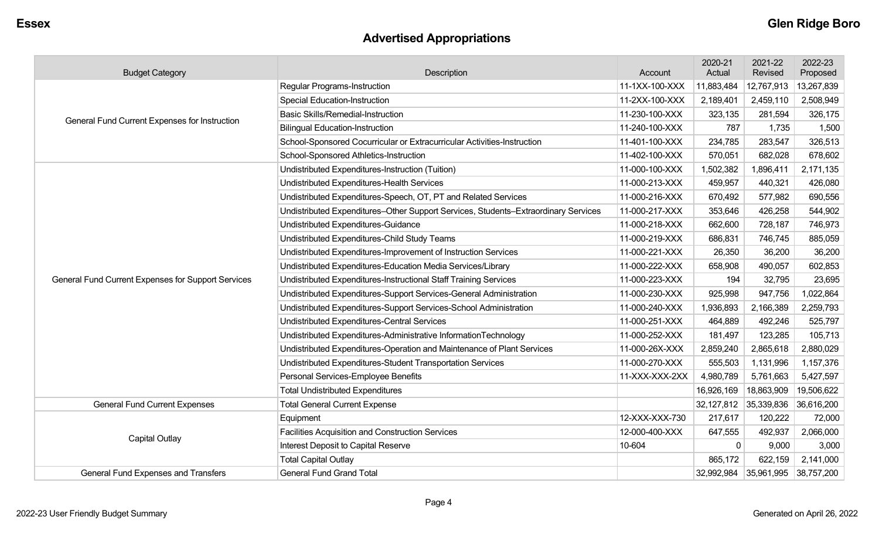# Advertised Appropriations

| Budget Category | Description | Account | 2020-21 Actual | 2021-22 Revised | 2022-23 Proposed |
|---|---|---|---|---|---|
| General Fund Current Expenses for Instruction | Regular Programs-Instruction | 11-1XX-100-XXX | 11,883,484 | 12,767,913 | 13,267,839 |
| | Special Education-Instruction | 11-2XX-100-XXX | 2,189,401 | 2,459,110 | 2,508,949 |
| | Basic Skills/Remedial-Instruction | 11-230-100-XXX | 323,135 | 281,594 | 326,175 |
| | Bilingual Education-Instruction | 11-240-100-XXX | 787 | 1,735 | 1,500 |
| | School-Sponsored Cocurricular or Extracurricular Activities-Instruction | 11-401-100-XXX | 234,785 | 283,547 | 326,513 |
| | School-Sponsored Athletics-Instruction | 11-402-100-XXX | 570,051 | 682,028 | 678,602 |
| General Fund Current Expenses for Support Services | Undistributed Expenditures-Instruction (Tuition) | 11-000-100-XXX | 1,502,382 | 1,896,411 | 2,171,135 |
| | Undistributed Expenditures-Health Services | 11-000-213-XXX | 459,957 | 440,321 | 426,080 |
| | Undistributed Expenditures-Speech, OT, PT and Related Services | 11-000-216-XXX | 670,492 | 577,982 | 690,556 |
| | Undistributed Expenditures–Other Support Services, Students–Extraordinary Services | 11-000-217-XXX | 353,646 | 426,258 | 544,902 |
| | Undistributed Expenditures-Guidance | 11-000-218-XXX | 662,600 | 728,187 | 746,973 |
| | Undistributed Expenditures-Child Study Teams | 11-000-219-XXX | 686,831 | 746,745 | 885,059 |
| | Undistributed Expenditures-Improvement of Instruction Services | 11-000-221-XXX | 26,350 | 36,200 | 36,200 |
| | Undistributed Expenditures-Education Media Services/Library | 11-000-222-XXX | 658,908 | 490,057 | 602,853 |
| | Undistributed Expenditures-Instructional Staff Training Services | 11-000-223-XXX | 194 | 32,795 | 23,695 |
| | Undistributed Expenditures-Support Services-General Administration | 11-000-230-XXX | 925,998 | 947,756 | 1,022,864 |
| | Undistributed Expenditures-Support Services-School Administration | 11-000-240-XXX | 1,936,893 | 2,166,389 | 2,259,793 |
| | Undistributed Expenditures-Central Services | 11-000-251-XXX | 464,889 | 492,246 | 525,797 |
| | Undistributed Expenditures-Administrative InformationTechnology | 11-000-252-XXX | 181,497 | 123,285 | 105,713 |
| | Undistributed Expenditures-Operation and Maintenance of Plant Services | 11-000-26X-XXX | 2,859,240 | 2,865,618 | 2,880,029 |
| | Undistributed Expenditures-Student Transportation Services | 11-000-270-XXX | 555,503 | 1,131,996 | 1,157,376 |
| | Personal Services-Employee Benefits | 11-XXX-XXX-2XX | 4,980,789 | 5,761,663 | 5,427,597 |
| | Total Undistributed Expenditures | | 16,926,169 | 18,863,909 | 19,506,622 |
| General Fund Current Expenses | Total General Current Expense | | 32,127,812 | 35,339,836 | 36,616,200 |
| Capital Outlay | Equipment | 12-XXX-XXX-730 | 217,617 | 120,222 | 72,000 |
| | Facilities Acquisition and Construction Services | 12-000-400-XXX | 647,555 | 492,937 | 2,066,000 |
| | Interest Deposit to Capital Reserve | 10-604 | 0 | 9,000 | 3,000 |
| | Total Capital Outlay | | 865,172 | 622,159 | 2,141,000 |
| General Fund Expenses and Transfers | General Fund Grand Total | | 32,992,984 | 35,961,995 | 38,757,200 |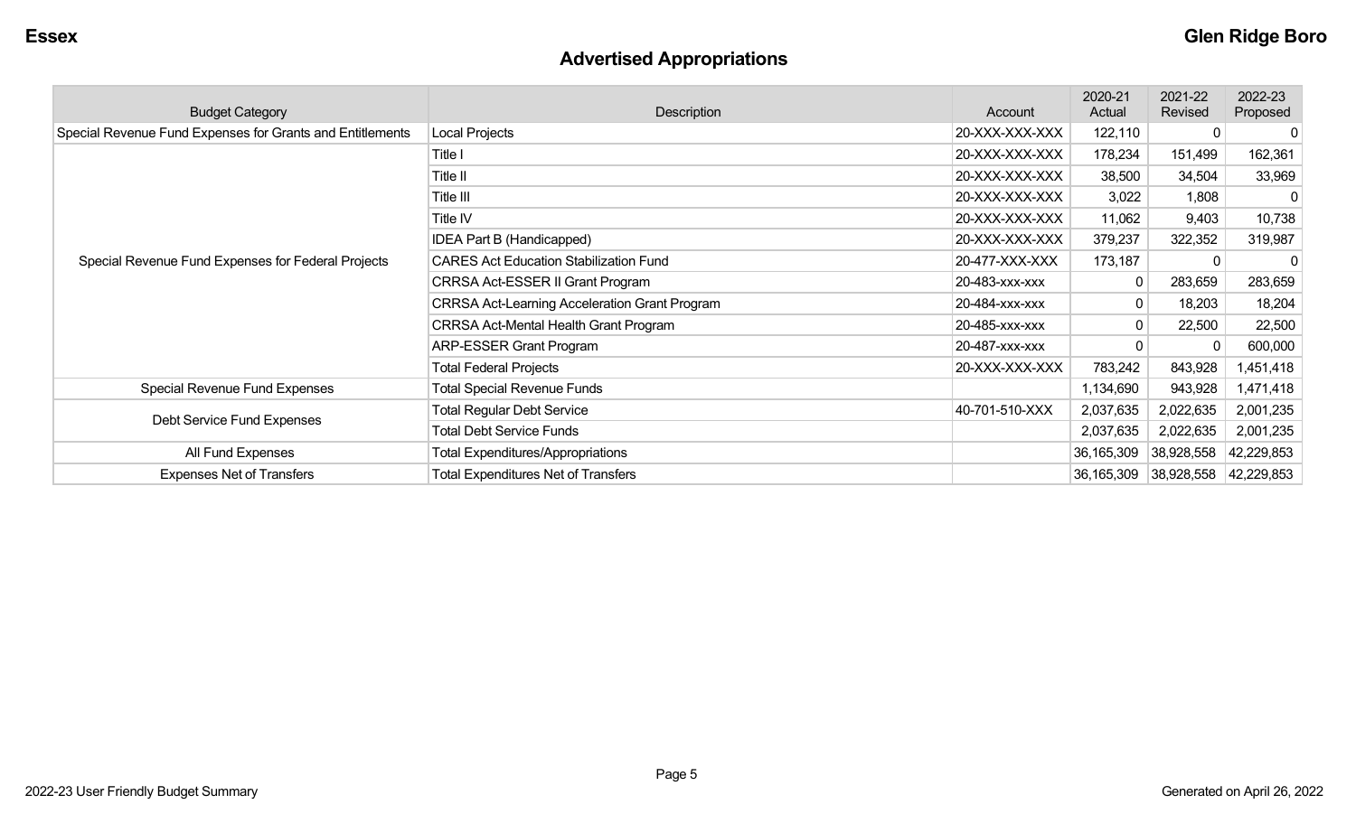Essex

Glen Ridge Boro

## Advertised Appropriations

| Budget Category | Description | Account | 2020-21 Actual | 2021-22 Revised | 2022-23 Proposed |
|---|---|---|---|---|---|
| Special Revenue Fund Expenses for Grants and Entitlements | Local Projects | 20-XXX-XXX-XXX | 122,110 | 0 | 0 |
| Special Revenue Fund Expenses for Federal Projects | Title I | 20-XXX-XXX-XXX | 178,234 | 151,499 | 162,361 |
| | Title II | 20-XXX-XXX-XXX | 38,500 | 34,504 | 33,969 |
| | Title III | 20-XXX-XXX-XXX | 3,022 | 1,808 | 0 |
| | Title IV | 20-XXX-XXX-XXX | 11,062 | 9,403 | 10,738 |
| | IDEA Part B (Handicapped) | 20-XXX-XXX-XXX | 379,237 | 322,352 | 319,987 |
| | CARES Act Education Stabilization Fund | 20-477-XXX-XXX | 173,187 | 0 | 0 |
| | CRRSA Act-ESSER II Grant Program | 20-483-xxx-xxx | 0 | 283,659 | 283,659 |
| | CRRSA Act-Learning Acceleration Grant Program | 20-484-xxx-xxx | 0 | 18,203 | 18,204 |
| | CRRSA Act-Mental Health Grant Program | 20-485-xxx-xxx | 0 | 22,500 | 22,500 |
| | ARP-ESSER Grant Program | 20-487-xxx-xxx | 0 | 0 | 600,000 |
| | Total Federal Projects | 20-XXX-XXX-XXX | 783,242 | 843,928 | 1,451,418 |
| Special Revenue Fund Expenses | Total Special Revenue Funds | | 1,134,690 | 943,928 | 1,471,418 |
| Debt Service Fund Expenses | Total Regular Debt Service | 40-701-510-XXX | 2,037,635 | 2,022,635 | 2,001,235 |
| | Total Debt Service Funds | | 2,037,635 | 2,022,635 | 2,001,235 |
| All Fund Expenses | Total Expenditures/Appropriations | | 36,165,309 | 38,928,558 | 42,229,853 |
| Expenses Net of Transfers | Total Expenditures Net of Transfers | | 36,165,309 | 38,928,558 | 42,229,853 |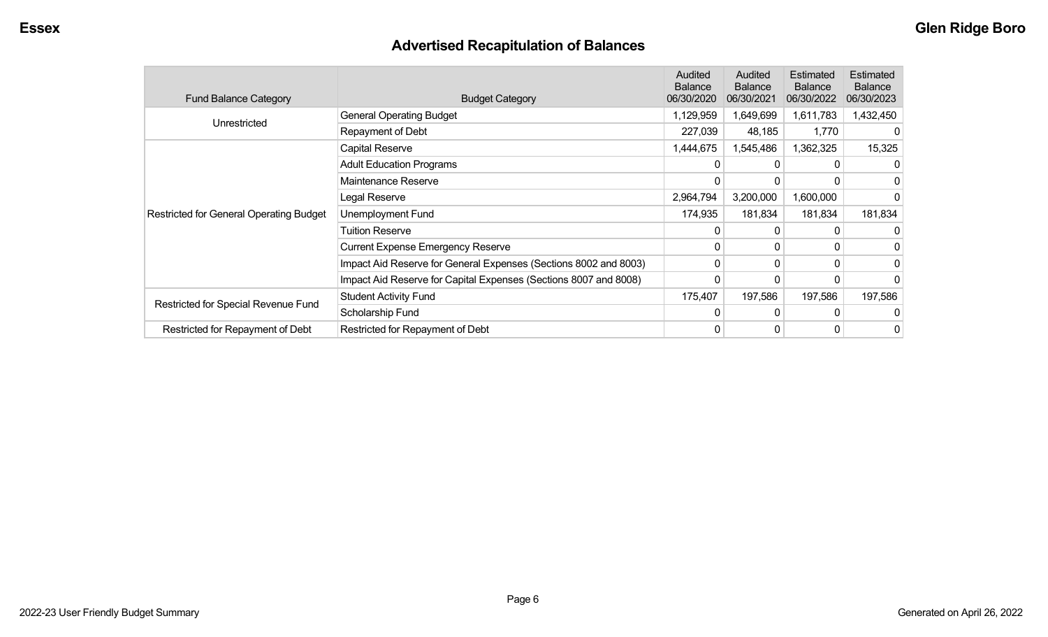# Advertised Recapitulation of Balances

| Fund Balance Category | Budget Category | Audited Balance 06/30/2020 | Audited Balance 06/30/2021 | Estimated Balance 06/30/2022 | Estimated Balance 06/30/2023 |
|---|---|---|---|---|---|
| Unrestricted | General Operating Budget | 1,129,959 | 1,649,699 | 1,611,783 | 1,432,450 |
| | Repayment of Debt | 227,039 | 48,185 | 1,770 | 0 |
| Restricted for General Operating Budget | Capital Reserve | 1,444,675 | 1,545,486 | 1,362,325 | 15,325 |
| | Adult Education Programs | 0 | 0 | 0 | 0 |
| | Maintenance Reserve | 0 | 0 | 0 | 0 |
| | Legal Reserve | 2,964,794 | 3,200,000 | 1,600,000 | 0 |
| | Unemployment Fund | 174,935 | 181,834 | 181,834 | 181,834 |
| | Tuition Reserve | 0 | 0 | 0 | 0 |
| | Current Expense Emergency Reserve | 0 | 0 | 0 | 0 |
| | Impact Aid Reserve for General Expenses (Sections 8002 and 8003) | 0 | 0 | 0 | 0 |
| | Impact Aid Reserve for Capital Expenses (Sections 8007 and 8008) | 0 | 0 | 0 | 0 |
| Restricted for Special Revenue Fund | Student Activity Fund | 175,407 | 197,586 | 197,586 | 197,586 |
| | Scholarship Fund | 0 | 0 | 0 | 0 |
| Restricted for Repayment of Debt | Restricted for Repayment of Debt | 0 | 0 | 0 | 0 |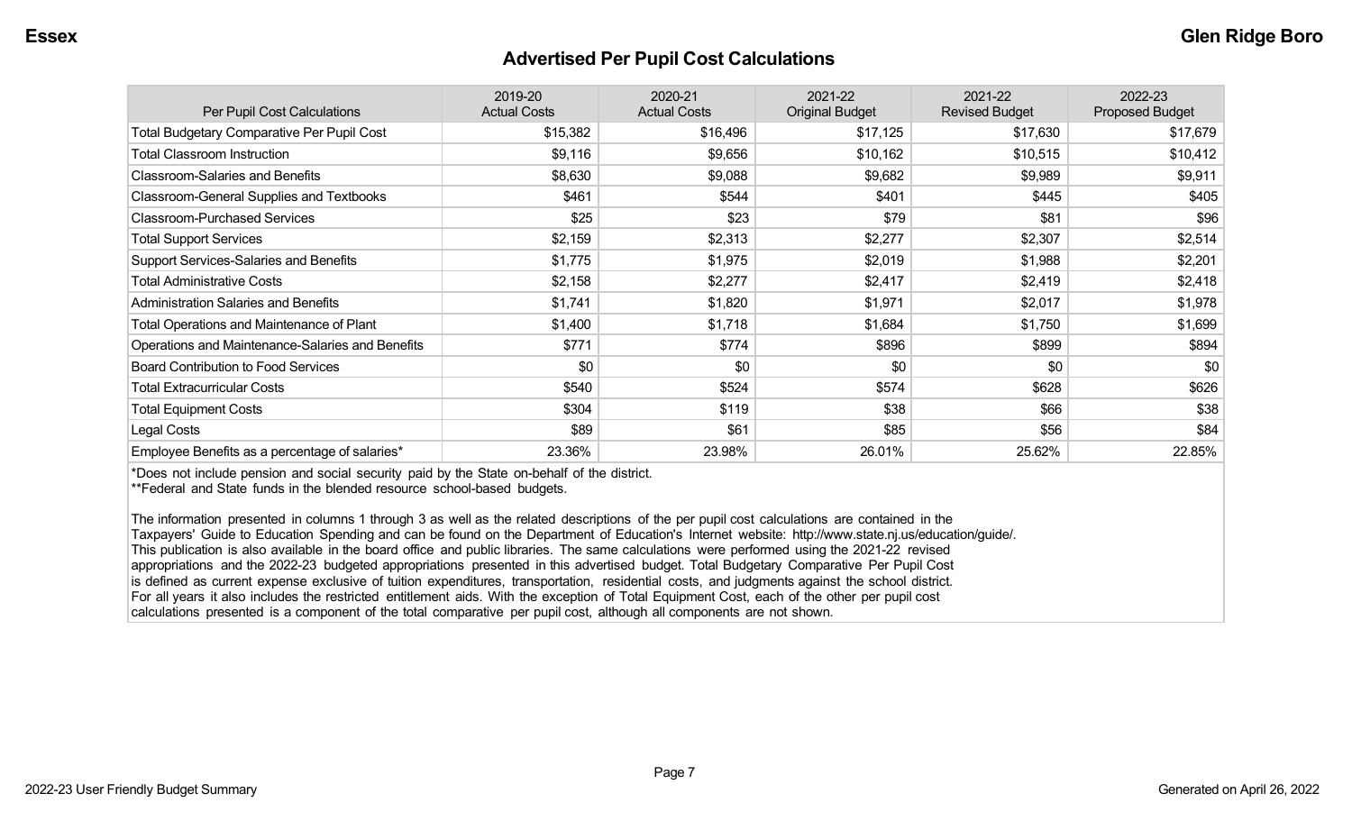## Advertised Per Pupil Cost Calculations

| Per Pupil Cost Calculations | 2019-20 Actual Costs | 2020-21 Actual Costs | 2021-22 Original Budget | 2021-22 Revised Budget | 2022-23 Proposed Budget |
|---|---|---|---|---|---|
| Total Budgetary Comparative Per Pupil Cost | $15,382 | $16,496 | $17,125 | $17,630 | $17,679 |
| Total Classroom Instruction | $9,116 | $9,656 | $10,162 | $10,515 | $10,412 |
| Classroom-Salaries and Benefits | $8,630 | $9,088 | $9,682 | $9,989 | $9,911 |
| Classroom-General Supplies and Textbooks | $461 | $544 | $401 | $445 | $405 |
| Classroom-Purchased Services | $25 | $23 | $79 | $81 | $96 |
| Total Support Services | $2,159 | $2,313 | $2,277 | $2,307 | $2,514 |
| Support Services-Salaries and Benefits | $1,775 | $1,975 | $2,019 | $1,988 | $2,201 |
| Total Administrative Costs | $2,158 | $2,277 | $2,417 | $2,419 | $2,418 |
| Administration Salaries and Benefits | $1,741 | $1,820 | $1,971 | $2,017 | $1,978 |
| Total Operations and Maintenance of Plant | $1,400 | $1,718 | $1,684 | $1,750 | $1,699 |
| Operations and Maintenance-Salaries and Benefits | $771 | $774 | $896 | $899 | $894 |
| Board Contribution to Food Services | $0 | $0 | $0 | $0 | $0 |
| Total Extracurricular Costs | $540 | $524 | $574 | $628 | $626 |
| Total Equipment Costs | $304 | $119 | $38 | $66 | $38 |
| Legal Costs | $89 | $61 | $85 | $56 | $84 |
| Employee Benefits as a percentage of salaries* | 23.36% | 23.98% | 26.01% | 25.62% | 22.85% |

*Does not include pension and social security paid by the State on-behalf of the district.
**Federal and State funds in the blended resource school-based budgets.

The information presented in columns 1 through 3 as well as the related descriptions of the per pupil cost calculations are contained in the Taxpayers' Guide to Education Spending and can be found on the Department of Education's Internet website: http://www.state.nj.us/education/guide/. This publication is also available in the board office and public libraries. The same calculations were performed using the 2021-22 revised appropriations and the 2022-23 budgeted appropriations presented in this advertised budget. Total Budgetary Comparative Per Pupil Cost is defined as current expense exclusive of tuition expenditures, transportation, residential costs, and judgments against the school district. For all years it also includes the restricted entitlement aids. With the exception of Total Equipment Cost, each of the other per pupil cost calculations presented is a component of the total comparative per pupil cost, although all components are not shown.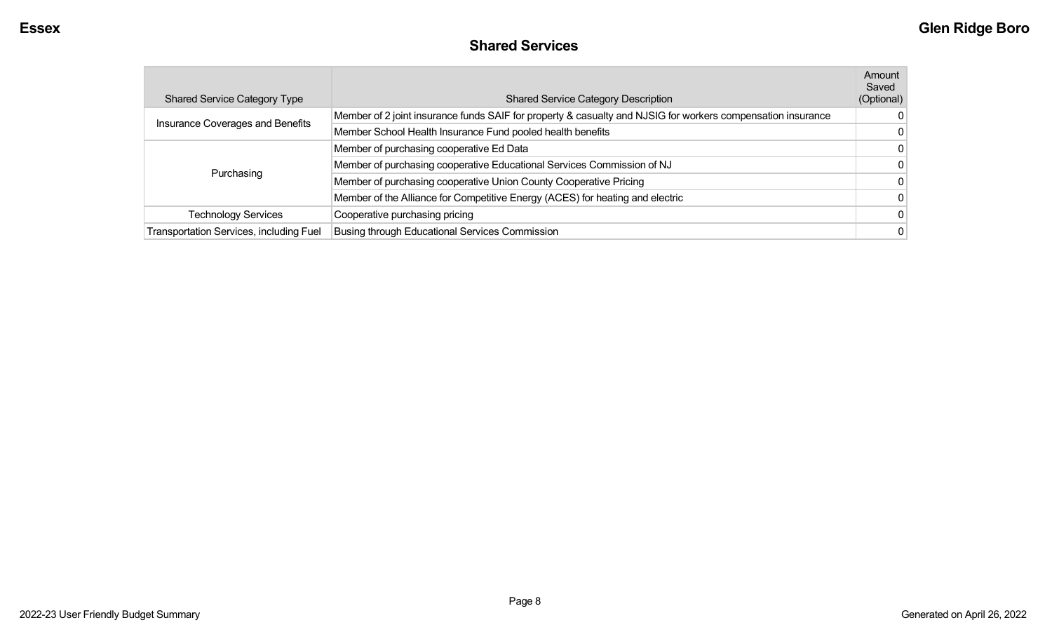## Shared Services

| Shared Service Category Type | Shared Service Category Description | Amount Saved (Optional) |
|---|---|---|
| Insurance Coverages and Benefits | Member of 2 joint insurance funds SAIF for property & casualty and NJSIG for workers compensation insurance | 0 |
| | Member School Health Insurance Fund pooled health benefits | 0 |
| Purchasing | Member of purchasing cooperative Ed Data | 0 |
| | Member of purchasing cooperative Educational Services Commission of NJ | 0 |
| | Member of purchasing cooperative Union County Cooperative Pricing | 0 |
| | Member of the Alliance for Competitive Energy (ACES) for heating and electric | 0 |
| Technology Services | Cooperative purchasing pricing | 0 |
| Transportation Services, including Fuel | Busing through Educational Services Commission | 0 |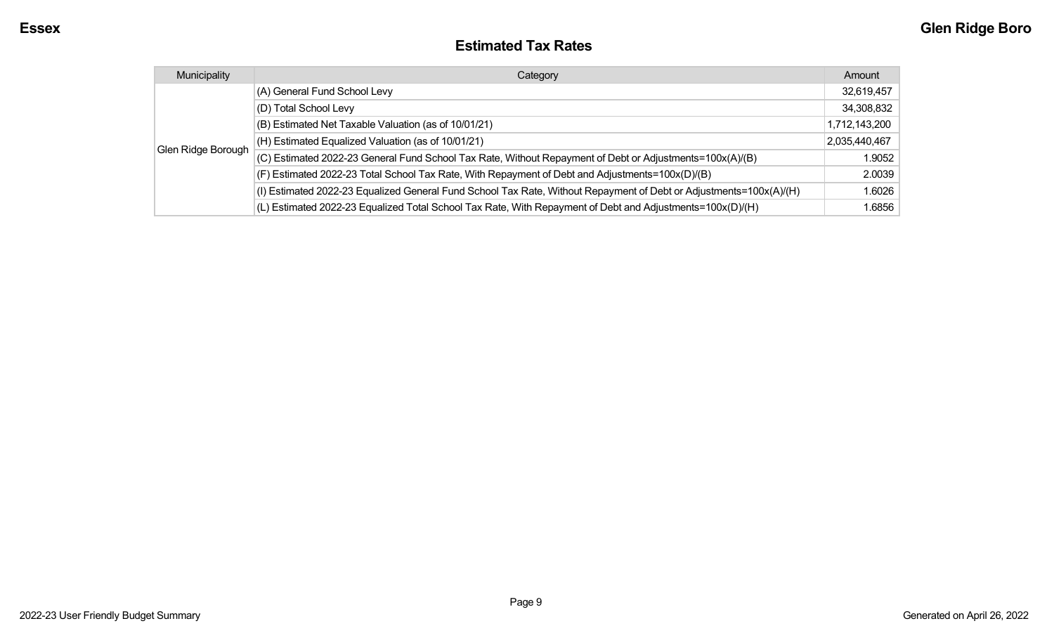## Estimated Tax Rates

| Municipality | Category | Amount |
|---|---|---|
| Glen Ridge Borough | (A) General Fund School Levy | 32,619,457 |
| | (D) Total School Levy | 34,308,832 |
| | (B) Estimated Net Taxable Valuation (as of 10/01/21) | 1,712,143,200 |
| | (H) Estimated Equalized Valuation (as of 10/01/21) | 2,035,440,467 |
| | (C) Estimated 2022-23 General Fund School Tax Rate, Without Repayment of Debt or Adjustments=100x(A)/(B) | 1.9052 |
| | (F) Estimated 2022-23 Total School Tax Rate, With Repayment of Debt and Adjustments=100x(D)/(B) | 2.0039 |
| | (I) Estimated 2022-23 Equalized General Fund School Tax Rate, Without Repayment of Debt or Adjustments=100x(A)/(H) | 1.6026 |
| | (L) Estimated 2022-23 Equalized Total School Tax Rate, With Repayment of Debt and Adjustments=100x(D)/(H) | 1.6856 |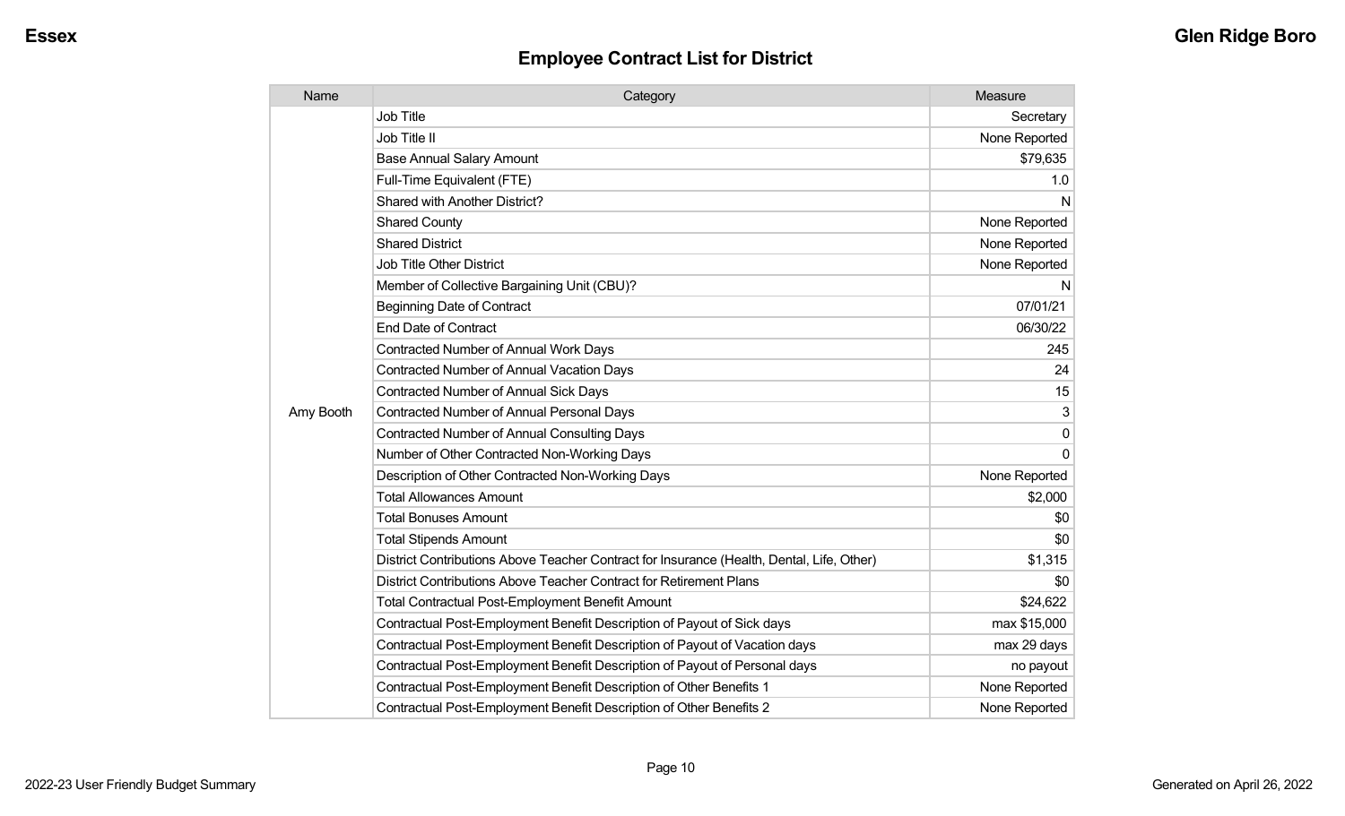## Employee Contract List for District

| Name | Category | Measure |
|---|---|---|
| Amy Booth | Job Title | Secretary |
| | Job Title II | None Reported |
| | Base Annual Salary Amount | $79,635 |
| | Full-Time Equivalent (FTE) | 1.0 |
| | Shared with Another District? | N |
| | Shared County | None Reported |
| | Shared District | None Reported |
| | Job Title Other District | None Reported |
| | Member of Collective Bargaining Unit (CBU)? | N |
| | Beginning Date of Contract | 07/01/21 |
| | End Date of Contract | 06/30/22 |
| | Contracted Number of Annual Work Days | 245 |
| | Contracted Number of Annual Vacation Days | 24 |
| | Contracted Number of Annual Sick Days | 15 |
| | Contracted Number of Annual Personal Days | 3 |
| | Contracted Number of Annual Consulting Days | 0 |
| | Number of Other Contracted Non-Working Days | 0 |
| | Description of Other Contracted Non-Working Days | None Reported |
| | Total Allowances Amount | $2,000 |
| | Total Bonuses Amount | $0 |
| | Total Stipends Amount | $0 |
| | District Contributions Above Teacher Contract for Insurance (Health, Dental, Life, Other) | $1,315 |
| | District Contributions Above Teacher Contract for Retirement Plans | $0 |
| | Total Contractual Post-Employment Benefit Amount | $24,622 |
| | Contractual Post-Employment Benefit Description of Payout of Sick days | max $15,000 |
| | Contractual Post-Employment Benefit Description of Payout of Vacation days | max 29 days |
| | Contractual Post-Employment Benefit Description of Payout of Personal days | no payout |
| | Contractual Post-Employment Benefit Description of Other Benefits 1 | None Reported |
| | Contractual Post-Employment Benefit Description of Other Benefits 2 | None Reported |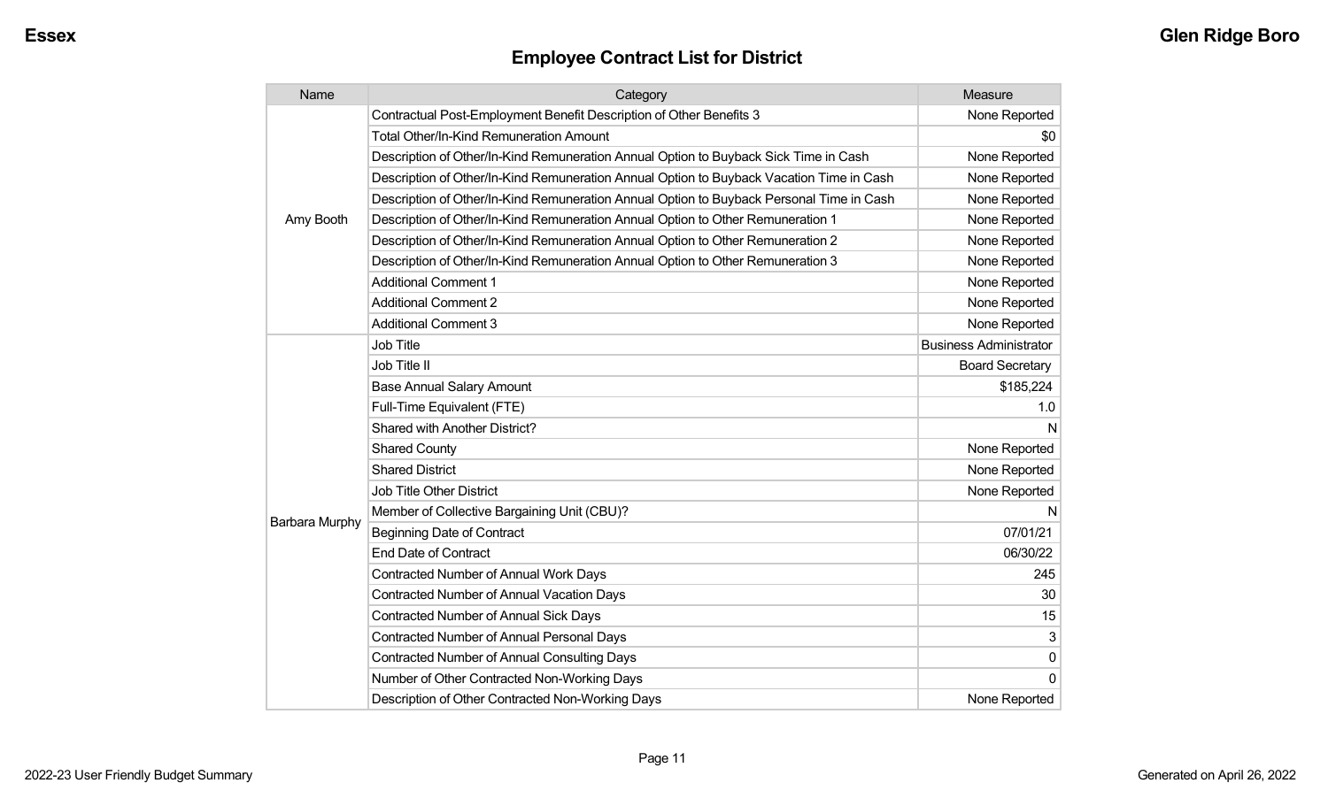## Employee Contract List for District

| Name | Category | Measure |
|---|---|---|
| Amy Booth | Contractual Post-Employment Benefit Description of Other Benefits 3 | None Reported |
| | Total Other/In-Kind Remuneration Amount | $0 |
| | Description of Other/In-Kind Remuneration Annual Option to Buyback Sick Time in Cash | None Reported |
| | Description of Other/In-Kind Remuneration Annual Option to Buyback Vacation Time in Cash | None Reported |
| | Description of Other/In-Kind Remuneration Annual Option to Buyback Personal Time in Cash | None Reported |
| | Description of Other/In-Kind Remuneration Annual Option to Other Remuneration 1 | None Reported |
| | Description of Other/In-Kind Remuneration Annual Option to Other Remuneration 2 | None Reported |
| | Description of Other/In-Kind Remuneration Annual Option to Other Remuneration 3 | None Reported |
| | Additional Comment 1 | None Reported |
| | Additional Comment 2 | None Reported |
| | Additional Comment 3 | None Reported |
| Barbara Murphy | Job Title | Business Administrator |
| | Job Title II | Board Secretary |
| | Base Annual Salary Amount | $185,224 |
| | Full-Time Equivalent (FTE) | 1.0 |
| | Shared with Another District? | N |
| | Shared County | None Reported |
| | Shared District | None Reported |
| | Job Title Other District | None Reported |
| | Member of Collective Bargaining Unit (CBU)? | N |
| | Beginning Date of Contract | 07/01/21 |
| | End Date of Contract | 06/30/22 |
| | Contracted Number of Annual Work Days | 245 |
| | Contracted Number of Annual Vacation Days | 30 |
| | Contracted Number of Annual Sick Days | 15 |
| | Contracted Number of Annual Personal Days | 3 |
| | Contracted Number of Annual Consulting Days | 0 |
| | Number of Other Contracted Non-Working Days | 0 |
| | Description of Other Contracted Non-Working Days | None Reported |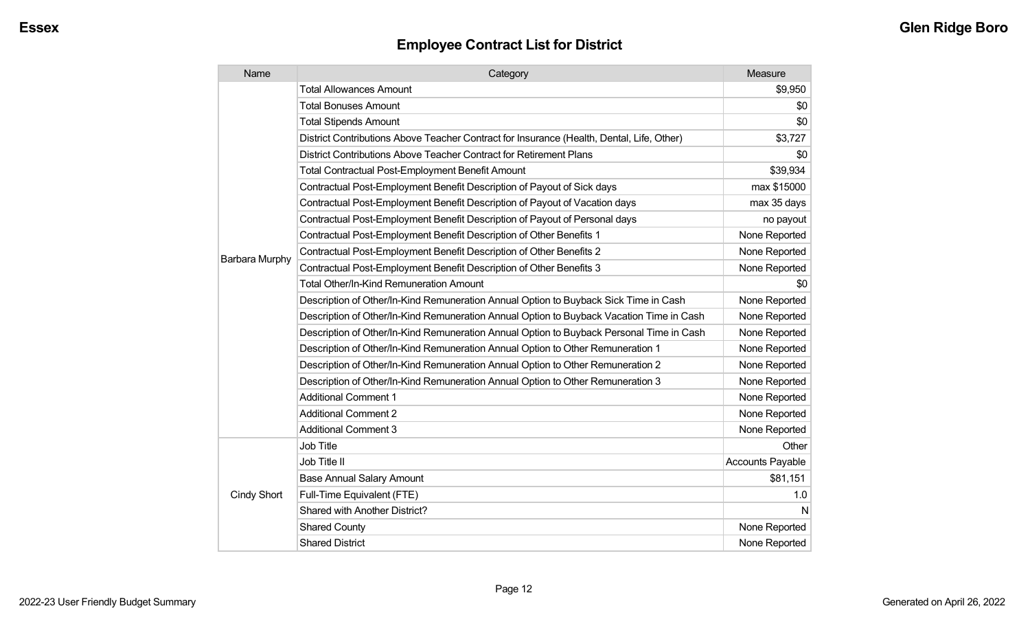## Employee Contract List for District

| Name | Category | Measure |
|---|---|---|
| Barbara Murphy | Total Allowances Amount | $9,950 |
| | Total Bonuses Amount | $0 |
| | Total Stipends Amount | $0 |
| | District Contributions Above Teacher Contract for Insurance (Health, Dental, Life, Other) | $3,727 |
| | District Contributions Above Teacher Contract for Retirement Plans | $0 |
| | Total Contractual Post-Employment Benefit Amount | $39,934 |
| | Contractual Post-Employment Benefit Description of Payout of Sick days | max $15000 |
| | Contractual Post-Employment Benefit Description of Payout of Vacation days | max 35 days |
| | Contractual Post-Employment Benefit Description of Payout of Personal days | no payout |
| | Contractual Post-Employment Benefit Description of Other Benefits 1 | None Reported |
| | Contractual Post-Employment Benefit Description of Other Benefits 2 | None Reported |
| | Contractual Post-Employment Benefit Description of Other Benefits 3 | None Reported |
| | Total Other/In-Kind Remuneration Amount | $0 |
| | Description of Other/In-Kind Remuneration Annual Option to Buyback Sick Time in Cash | None Reported |
| | Description of Other/In-Kind Remuneration Annual Option to Buyback Vacation Time in Cash | None Reported |
| | Description of Other/In-Kind Remuneration Annual Option to Buyback Personal Time in Cash | None Reported |
| | Description of Other/In-Kind Remuneration Annual Option to Other Remuneration 1 | None Reported |
| | Description of Other/In-Kind Remuneration Annual Option to Other Remuneration 2 | None Reported |
| | Description of Other/In-Kind Remuneration Annual Option to Other Remuneration 3 | None Reported |
| | Additional Comment 1 | None Reported |
| | Additional Comment 2 | None Reported |
| | Additional Comment 3 | None Reported |
| Cindy Short | Job Title | Other |
| | Job Title II | Accounts Payable |
| | Base Annual Salary Amount | $81,151 |
| | Full-Time Equivalent (FTE) | 1.0 |
| | Shared with Another District? | N |
| | Shared County | None Reported |
| | Shared District | None Reported |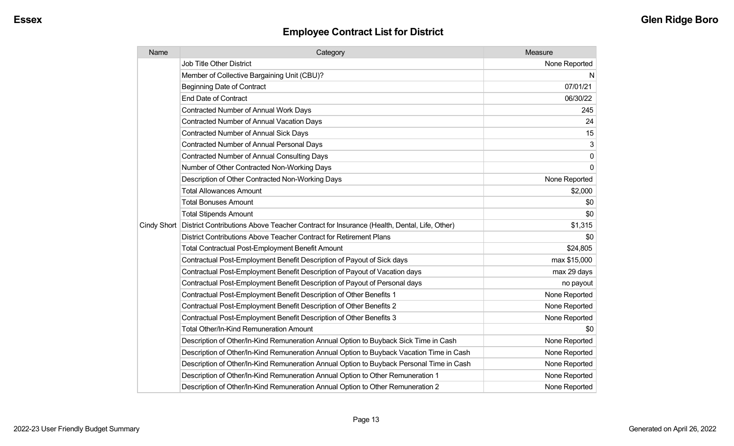Essex

Glen Ridge Boro

## Employee Contract List for District

| Name | Category | Measure |
| --- | --- | --- |
| | Job Title Other District | None Reported |
| | Member of Collective Bargaining Unit (CBU)? | N |
| | Beginning Date of Contract | 07/01/21 |
| | End Date of Contract | 06/30/22 |
| | Contracted Number of Annual Work Days | 245 |
| | Contracted Number of Annual Vacation Days | 24 |
| | Contracted Number of Annual Sick Days | 15 |
| | Contracted Number of Annual Personal Days | 3 |
| | Contracted Number of Annual Consulting Days | 0 |
| | Number of Other Contracted Non-Working Days | 0 |
| | Description of Other Contracted Non-Working Days | None Reported |
| | Total Allowances Amount | $2,000 |
| | Total Bonuses Amount | $0 |
| | Total Stipends Amount | $0 |
| Cindy Short | District Contributions Above Teacher Contract for Insurance (Health, Dental, Life, Other) | $1,315 |
| | District Contributions Above Teacher Contract for Retirement Plans | $0 |
| | Total Contractual Post-Employment Benefit Amount | $24,805 |
| | Contractual Post-Employment Benefit Description of Payout of Sick days | max $15,000 |
| | Contractual Post-Employment Benefit Description of Payout of Vacation days | max 29 days |
| | Contractual Post-Employment Benefit Description of Payout of Personal days | no payout |
| | Contractual Post-Employment Benefit Description of Other Benefits 1 | None Reported |
| | Contractual Post-Employment Benefit Description of Other Benefits 2 | None Reported |
| | Contractual Post-Employment Benefit Description of Other Benefits 3 | None Reported |
| | Total Other/In-Kind Remuneration Amount | $0 |
| | Description of Other/In-Kind Remuneration Annual Option to Buyback Sick Time in Cash | None Reported |
| | Description of Other/In-Kind Remuneration Annual Option to Buyback Vacation Time in Cash | None Reported |
| | Description of Other/In-Kind Remuneration Annual Option to Buyback Personal Time in Cash | None Reported |
| | Description of Other/In-Kind Remuneration Annual Option to Other Remuneration 1 | None Reported |
| | Description of Other/In-Kind Remuneration Annual Option to Other Remuneration 2 | None Reported |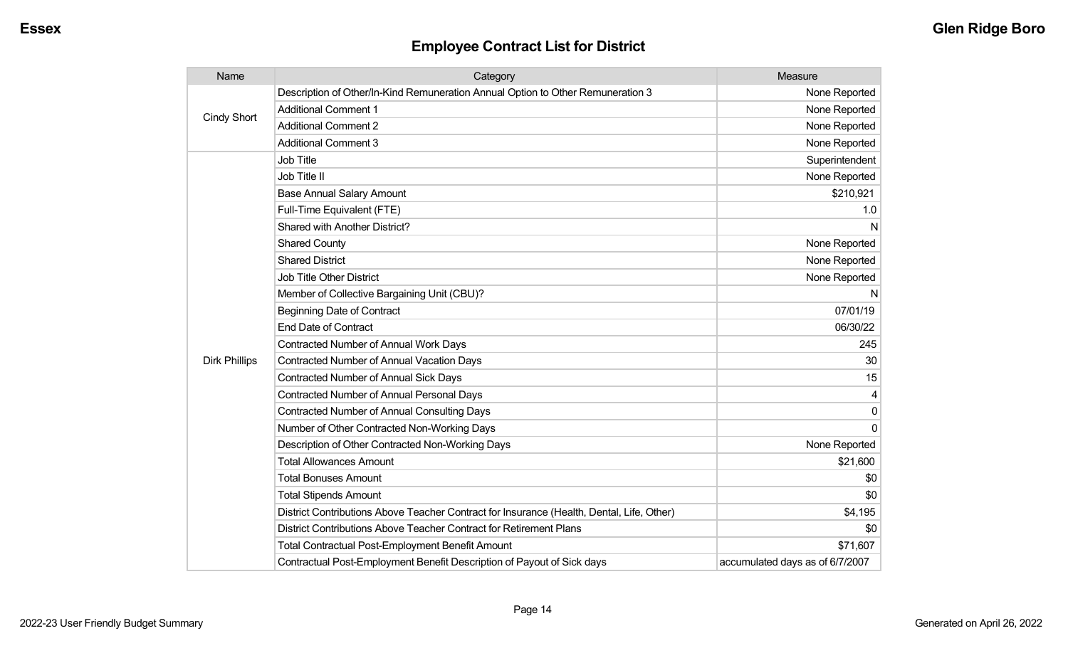## Employee Contract List for District

| Name | Category | Measure |
| --- | --- | --- |
| Cindy Short | Description of Other/In-Kind Remuneration Annual Option to Other Remuneration 3 | None Reported |
| | Additional Comment 1 | None Reported |
| | Additional Comment 2 | None Reported |
| | Additional Comment 3 | None Reported |
| Dirk Phillips | Job Title | Superintendent |
| | Job Title II | None Reported |
| | Base Annual Salary Amount | $210,921 |
| | Full-Time Equivalent (FTE) | 1.0 |
| | Shared with Another District? | N |
| | Shared County | None Reported |
| | Shared District | None Reported |
| | Job Title Other District | None Reported |
| | Member of Collective Bargaining Unit (CBU)? | N |
| | Beginning Date of Contract | 07/01/19 |
| | End Date of Contract | 06/30/22 |
| | Contracted Number of Annual Work Days | 245 |
| | Contracted Number of Annual Vacation Days | 30 |
| | Contracted Number of Annual Sick Days | 15 |
| | Contracted Number of Annual Personal Days | 4 |
| | Contracted Number of Annual Consulting Days | 0 |
| | Number of Other Contracted Non-Working Days | 0 |
| | Description of Other Contracted Non-Working Days | None Reported |
| | Total Allowances Amount | $21,600 |
| | Total Bonuses Amount | $0 |
| | Total Stipends Amount | $0 |
| | District Contributions Above Teacher Contract for Insurance (Health, Dental, Life, Other) | $4,195 |
| | District Contributions Above Teacher Contract for Retirement Plans | $0 |
| | Total Contractual Post-Employment Benefit Amount | $71,607 |
| | Contractual Post-Employment Benefit Description of Payout of Sick days | accumulated days as of 6/7/2007 |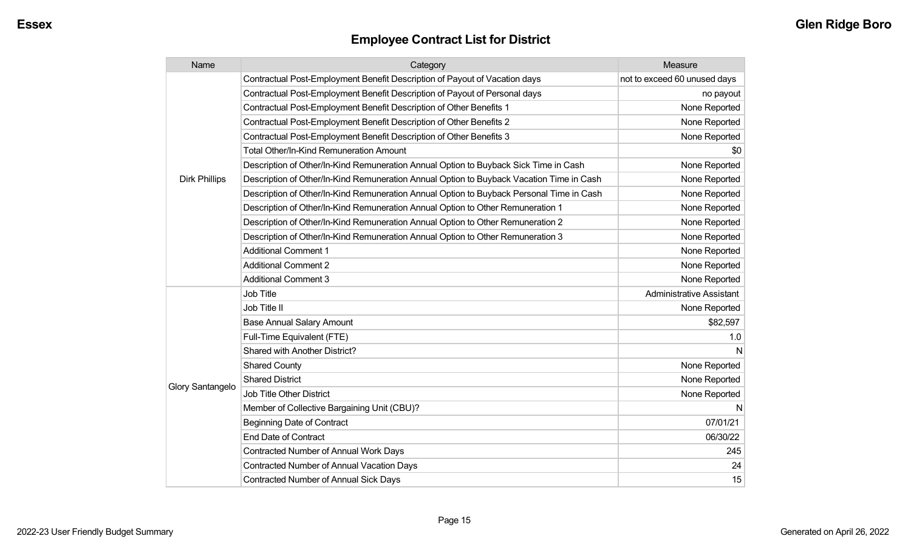## Employee Contract List for District

| Name | Category | Measure |
|---|---|---|
| Dirk Phillips | Contractual Post-Employment Benefit Description of Payout of Vacation days | not to exceed 60 unused days |
| | Contractual Post-Employment Benefit Description of Payout of Personal days | no payout |
| | Contractual Post-Employment Benefit Description of Other Benefits 1 | None Reported |
| | Contractual Post-Employment Benefit Description of Other Benefits 2 | None Reported |
| | Contractual Post-Employment Benefit Description of Other Benefits 3 | None Reported |
| | Total Other/In-Kind Remuneration Amount | $0 |
| | Description of Other/In-Kind Remuneration Annual Option to Buyback Sick Time in Cash | None Reported |
| | Description of Other/In-Kind Remuneration Annual Option to Buyback Vacation Time in Cash | None Reported |
| | Description of Other/In-Kind Remuneration Annual Option to Buyback Personal Time in Cash | None Reported |
| | Description of Other/In-Kind Remuneration Annual Option to Other Remuneration 1 | None Reported |
| | Description of Other/In-Kind Remuneration Annual Option to Other Remuneration 2 | None Reported |
| | Description of Other/In-Kind Remuneration Annual Option to Other Remuneration 3 | None Reported |
| | Additional Comment 1 | None Reported |
| | Additional Comment 2 | None Reported |
| | Additional Comment 3 | None Reported |
| Glory Santangelo | Job Title | Administrative Assistant |
| | Job Title II | None Reported |
| | Base Annual Salary Amount | $82,597 |
| | Full-Time Equivalent (FTE) | 1.0 |
| | Shared with Another District? | N |
| | Shared County | None Reported |
| | Shared District | None Reported |
| | Job Title Other District | None Reported |
| | Member of Collective Bargaining Unit (CBU)? | N |
| | Beginning Date of Contract | 07/01/21 |
| | End Date of Contract | 06/30/22 |
| | Contracted Number of Annual Work Days | 245 |
| | Contracted Number of Annual Vacation Days | 24 |
| | Contracted Number of Annual Sick Days | 15 |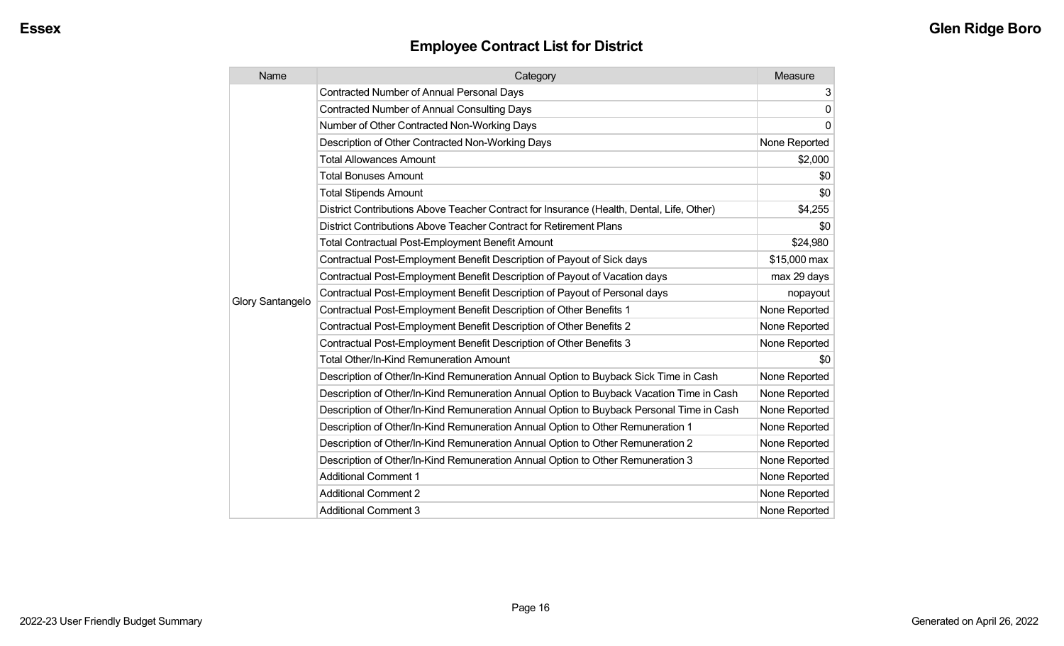## Employee Contract List for District

| Name | Category | Measure |
| --- | --- | --- |
| Glory Santangelo | Contracted Number of Annual Personal Days | 3 |
| | Contracted Number of Annual Consulting Days | 0 |
| | Number of Other Contracted Non-Working Days | 0 |
| | Description of Other Contracted Non-Working Days | None Reported |
| | Total Allowances Amount | $2,000 |
| | Total Bonuses Amount | $0 |
| | Total Stipends Amount | $0 |
| | District Contributions Above Teacher Contract for Insurance (Health, Dental, Life, Other) | $4,255 |
| | District Contributions Above Teacher Contract for Retirement Plans | $0 |
| | Total Contractual Post-Employment Benefit Amount | $24,980 |
| | Contractual Post-Employment Benefit Description of Payout of Sick days | $15,000 max |
| | Contractual Post-Employment Benefit Description of Payout of Vacation days | max 29 days |
| | Contractual Post-Employment Benefit Description of Payout of Personal days | nopayout |
| | Contractual Post-Employment Benefit Description of Other Benefits 1 | None Reported |
| | Contractual Post-Employment Benefit Description of Other Benefits 2 | None Reported |
| | Contractual Post-Employment Benefit Description of Other Benefits 3 | None Reported |
| | Total Other/In-Kind Remuneration Amount | $0 |
| | Description of Other/In-Kind Remuneration Annual Option to Buyback Sick Time in Cash | None Reported |
| | Description of Other/In-Kind Remuneration Annual Option to Buyback Vacation Time in Cash | None Reported |
| | Description of Other/In-Kind Remuneration Annual Option to Buyback Personal Time in Cash | None Reported |
| | Description of Other/In-Kind Remuneration Annual Option to Other Remuneration 1 | None Reported |
| | Description of Other/In-Kind Remuneration Annual Option to Other Remuneration 2 | None Reported |
| | Description of Other/In-Kind Remuneration Annual Option to Other Remuneration 3 | None Reported |
| | Additional Comment 1 | None Reported |
| | Additional Comment 2 | None Reported |
| | Additional Comment 3 | None Reported |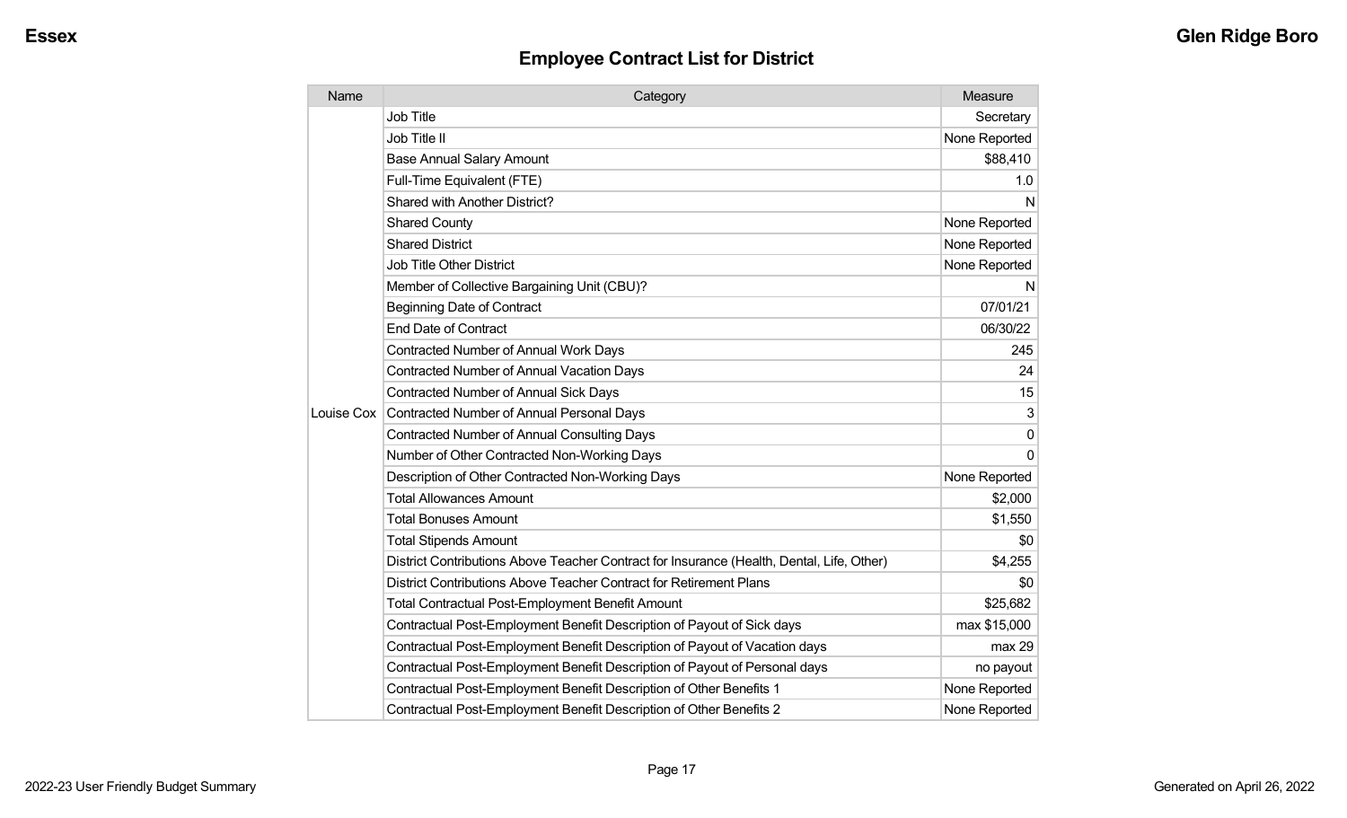## Employee Contract List for District

| Name | Category | Measure |
|---|---|---|
| Louise Cox | Job Title | Secretary |
| | Job Title II | None Reported |
| | Base Annual Salary Amount | $88,410 |
| | Full-Time Equivalent (FTE) | 1.0 |
| | Shared with Another District? | N |
| | Shared County | None Reported |
| | Shared District | None Reported |
| | Job Title Other District | None Reported |
| | Member of Collective Bargaining Unit (CBU)? | N |
| | Beginning Date of Contract | 07/01/21 |
| | End Date of Contract | 06/30/22 |
| | Contracted Number of Annual Work Days | 245 |
| | Contracted Number of Annual Vacation Days | 24 |
| | Contracted Number of Annual Sick Days | 15 |
| | Contracted Number of Annual Personal Days | 3 |
| | Contracted Number of Annual Consulting Days | 0 |
| | Number of Other Contracted Non-Working Days | 0 |
| | Description of Other Contracted Non-Working Days | None Reported |
| | Total Allowances Amount | $2,000 |
| | Total Bonuses Amount | $1,550 |
| | Total Stipends Amount | $0 |
| | District Contributions Above Teacher Contract for Insurance (Health, Dental, Life, Other) | $4,255 |
| | District Contributions Above Teacher Contract for Retirement Plans | $0 |
| | Total Contractual Post-Employment Benefit Amount | $25,682 |
| | Contractual Post-Employment Benefit Description of Payout of Sick days | max $15,000 |
| | Contractual Post-Employment Benefit Description of Payout of Vacation days | max 29 |
| | Contractual Post-Employment Benefit Description of Payout of Personal days | no payout |
| | Contractual Post-Employment Benefit Description of Other Benefits 1 | None Reported |
| | Contractual Post-Employment Benefit Description of Other Benefits 2 | None Reported |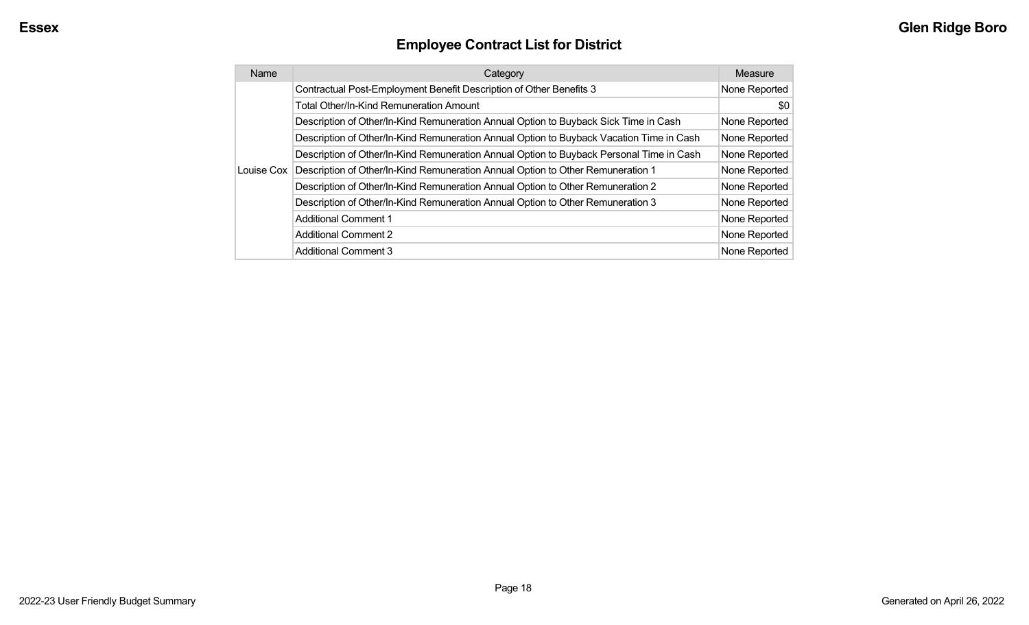## Employee Contract List for District

| Name | Category | Measure |
| --- | --- | --- |
| Louise Cox | Contractual Post-Employment Benefit Description of Other Benefits 3 | None Reported |
| | Total Other/In-Kind Remuneration Amount | $0 |
| | Description of Other/In-Kind Remuneration Annual Option to Buyback Sick Time in Cash | None Reported |
| | Description of Other/In-Kind Remuneration Annual Option to Buyback Vacation Time in Cash | None Reported |
| | Description of Other/In-Kind Remuneration Annual Option to Buyback Personal Time in Cash | None Reported |
| | Description of Other/In-Kind Remuneration Annual Option to Other Remuneration 1 | None Reported |
| | Description of Other/In-Kind Remuneration Annual Option to Other Remuneration 2 | None Reported |
| | Description of Other/In-Kind Remuneration Annual Option to Other Remuneration 3 | None Reported |
| | Additional Comment 1 | None Reported |
| | Additional Comment 2 | None Reported |
| | Additional Comment 3 | None Reported |